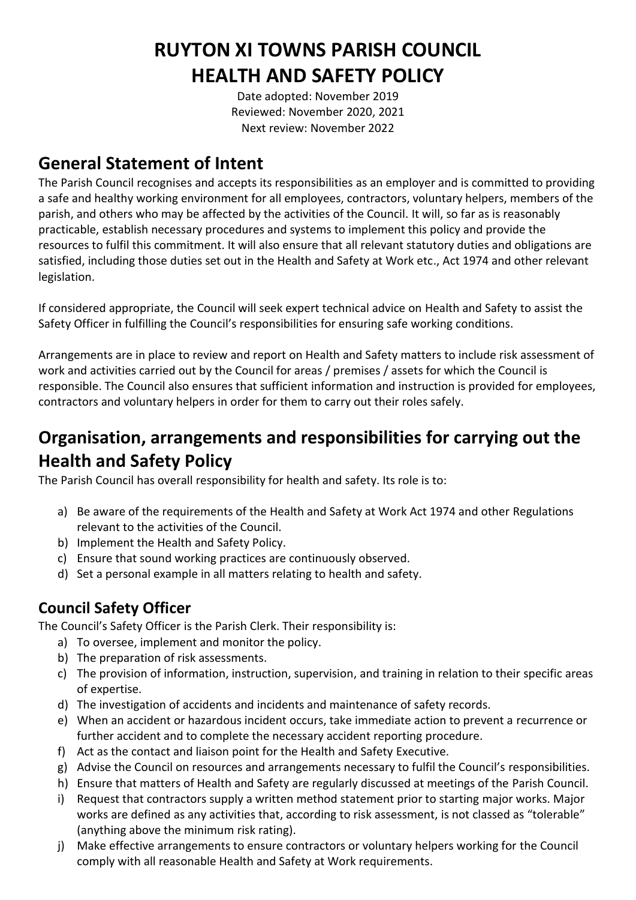# RUYTON XI TOWNS PARISH COUNCIL
# HEALTH AND SAFETY POLICY

Date adopted: November 2019
Reviewed: November 2020, 2021
Next review: November 2022

## General Statement of Intent

The Parish Council recognises and accepts its responsibilities as an employer and is committed to providing a safe and healthy working environment for all employees, contractors, voluntary helpers, members of the parish, and others who may be affected by the activities of the Council. It will, so far as is reasonably practicable, establish necessary procedures and systems to implement this policy and provide the resources to fulfil this commitment. It will also ensure that all relevant statutory duties and obligations are satisfied, including those duties set out in the Health and Safety at Work etc., Act 1974 and other relevant legislation.

If considered appropriate, the Council will seek expert technical advice on Health and Safety to assist the Safety Officer in fulfilling the Council's responsibilities for ensuring safe working conditions.

Arrangements are in place to review and report on Health and Safety matters to include risk assessment of work and activities carried out by the Council for areas / premises / assets for which the Council is responsible. The Council also ensures that sufficient information and instruction is provided for employees, contractors and voluntary helpers in order for them to carry out their roles safely.

## Organisation, arrangements and responsibilities for carrying out the Health and Safety Policy

The Parish Council has overall responsibility for health and safety. Its role is to:

a) Be aware of the requirements of the Health and Safety at Work Act 1974 and other Regulations relevant to the activities of the Council.
b) Implement the Health and Safety Policy.
c) Ensure that sound working practices are continuously observed.
d) Set a personal example in all matters relating to health and safety.

### Council Safety Officer

The Council's Safety Officer is the Parish Clerk. Their responsibility is:

a) To oversee, implement and monitor the policy.
b) The preparation of risk assessments.
c) The provision of information, instruction, supervision, and training in relation to their specific areas of expertise.
d) The investigation of accidents and incidents and maintenance of safety records.
e) When an accident or hazardous incident occurs, take immediate action to prevent a recurrence or further accident and to complete the necessary accident reporting procedure.
f) Act as the contact and liaison point for the Health and Safety Executive.
g) Advise the Council on resources and arrangements necessary to fulfil the Council's responsibilities.
h) Ensure that matters of Health and Safety are regularly discussed at meetings of the Parish Council.
i) Request that contractors supply a written method statement prior to starting major works. Major works are defined as any activities that, according to risk assessment, is not classed as "tolerable" (anything above the minimum risk rating).
j) Make effective arrangements to ensure contractors or voluntary helpers working for the Council comply with all reasonable Health and Safety at Work requirements.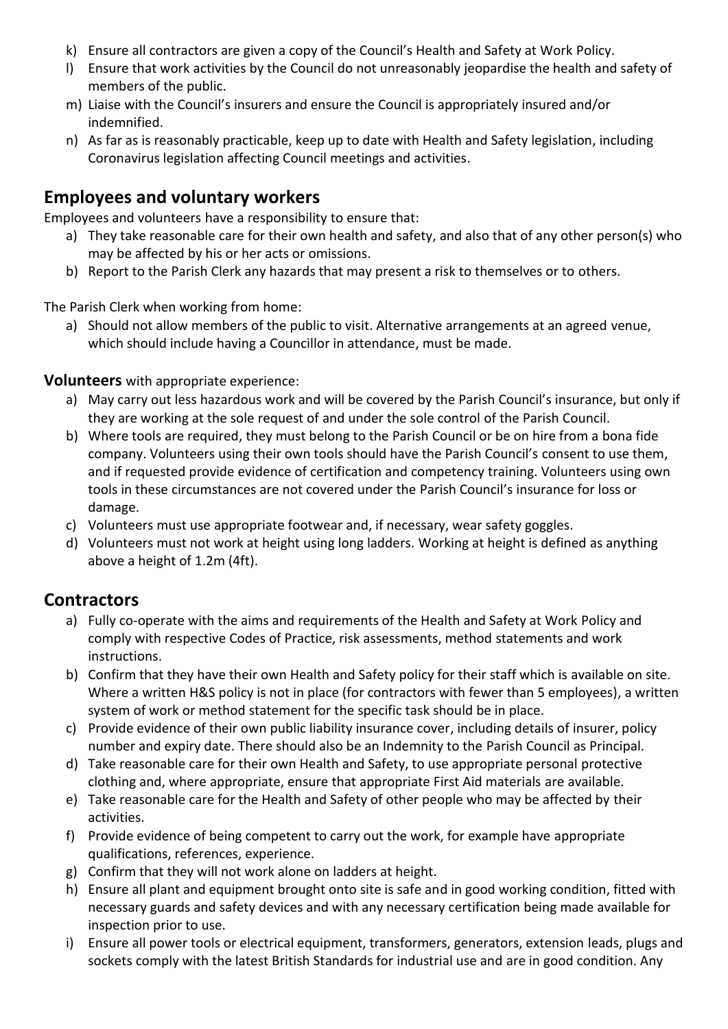k) Ensure all contractors are given a copy of the Council's Health and Safety at Work Policy.
l) Ensure that work activities by the Council do not unreasonably jeopardise the health and safety of members of the public.
m) Liaise with the Council's insurers and ensure the Council is appropriately insured and/or indemnified.
n) As far as is reasonably practicable, keep up to date with Health and Safety legislation, including Coronavirus legislation affecting Council meetings and activities.

## Employees and voluntary workers

Employees and volunteers have a responsibility to ensure that:

a) They take reasonable care for their own health and safety, and also that of any other person(s) who may be affected by his or her acts or omissions.
b) Report to the Parish Clerk any hazards that may present a risk to themselves or to others.

The Parish Clerk when working from home:

a) Should not allow members of the public to visit. Alternative arrangements at an agreed venue, which should include having a Councillor in attendance, must be made.

**Volunteers** with appropriate experience:

a) May carry out less hazardous work and will be covered by the Parish Council's insurance, but only if they are working at the sole request of and under the sole control of the Parish Council.
b) Where tools are required, they must belong to the Parish Council or be on hire from a bona fide company. Volunteers using their own tools should have the Parish Council's consent to use them, and if requested provide evidence of certification and competency training. Volunteers using own tools in these circumstances are not covered under the Parish Council's insurance for loss or damage.
c) Volunteers must use appropriate footwear and, if necessary, wear safety goggles.
d) Volunteers must not work at height using long ladders. Working at height is defined as anything above a height of 1.2m (4ft).

## Contractors

a) Fully co-operate with the aims and requirements of the Health and Safety at Work Policy and comply with respective Codes of Practice, risk assessments, method statements and work instructions.
b) Confirm that they have their own Health and Safety policy for their staff which is available on site. Where a written H&S policy is not in place (for contractors with fewer than 5 employees), a written system of work or method statement for the specific task should be in place.
c) Provide evidence of their own public liability insurance cover, including details of insurer, policy number and expiry date. There should also be an Indemnity to the Parish Council as Principal.
d) Take reasonable care for their own Health and Safety, to use appropriate personal protective clothing and, where appropriate, ensure that appropriate First Aid materials are available.
e) Take reasonable care for the Health and Safety of other people who may be affected by their activities.
f) Provide evidence of being competent to carry out the work, for example have appropriate qualifications, references, experience.
g) Confirm that they will not work alone on ladders at height.
h) Ensure all plant and equipment brought onto site is safe and in good working condition, fitted with necessary guards and safety devices and with any necessary certification being made available for inspection prior to use.
i) Ensure all power tools or electrical equipment, transformers, generators, extension leads, plugs and sockets comply with the latest British Standards for industrial use and are in good condition. Any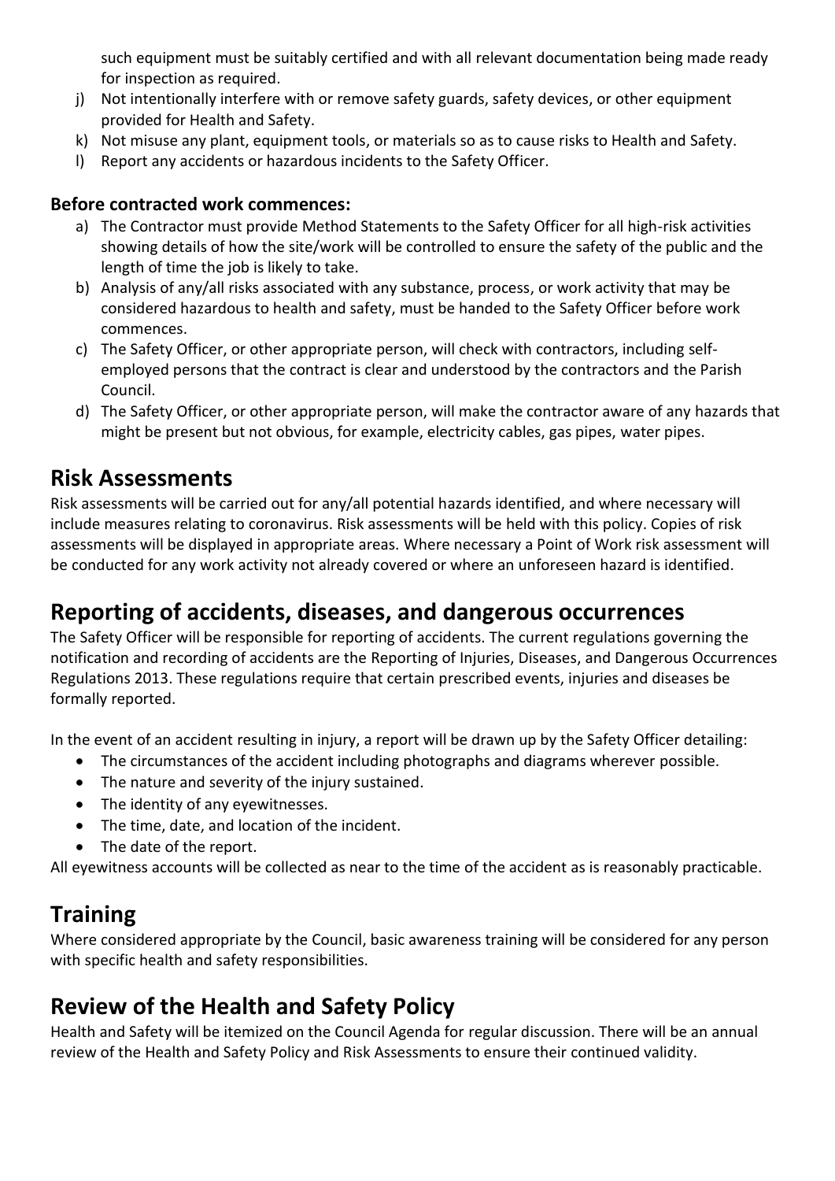such equipment must be suitably certified and with all relevant documentation being made ready for inspection as required.

j) Not intentionally interfere with or remove safety guards, safety devices, or other equipment provided for Health and Safety.
k) Not misuse any plant, equipment tools, or materials so as to cause risks to Health and Safety.
l) Report any accidents or hazardous incidents to the Safety Officer.

**Before contracted work commences:**

a) The Contractor must provide Method Statements to the Safety Officer for all high-risk activities showing details of how the site/work will be controlled to ensure the safety of the public and the length of time the job is likely to take.
b) Analysis of any/all risks associated with any substance, process, or work activity that may be considered hazardous to health and safety, must be handed to the Safety Officer before work commences.
c) The Safety Officer, or other appropriate person, will check with contractors, including self-employed persons that the contract is clear and understood by the contractors and the Parish Council.
d) The Safety Officer, or other appropriate person, will make the contractor aware of any hazards that might be present but not obvious, for example, electricity cables, gas pipes, water pipes.

## Risk Assessments

Risk assessments will be carried out for any/all potential hazards identified, and where necessary will include measures relating to coronavirus. Risk assessments will be held with this policy. Copies of risk assessments will be displayed in appropriate areas. Where necessary a Point of Work risk assessment will be conducted for any work activity not already covered or where an unforeseen hazard is identified.

## Reporting of accidents, diseases, and dangerous occurrences

The Safety Officer will be responsible for reporting of accidents. The current regulations governing the notification and recording of accidents are the Reporting of Injuries, Diseases, and Dangerous Occurrences Regulations 2013. These regulations require that certain prescribed events, injuries and diseases be formally reported.

In the event of an accident resulting in injury, a report will be drawn up by the Safety Officer detailing:

- The circumstances of the accident including photographs and diagrams wherever possible.
- The nature and severity of the injury sustained.
- The identity of any eyewitnesses.
- The time, date, and location of the incident.
- The date of the report.

All eyewitness accounts will be collected as near to the time of the accident as is reasonably practicable.

## Training

Where considered appropriate by the Council, basic awareness training will be considered for any person with specific health and safety responsibilities.

## Review of the Health and Safety Policy

Health and Safety will be itemized on the Council Agenda for regular discussion. There will be an annual review of the Health and Safety Policy and Risk Assessments to ensure their continued validity.